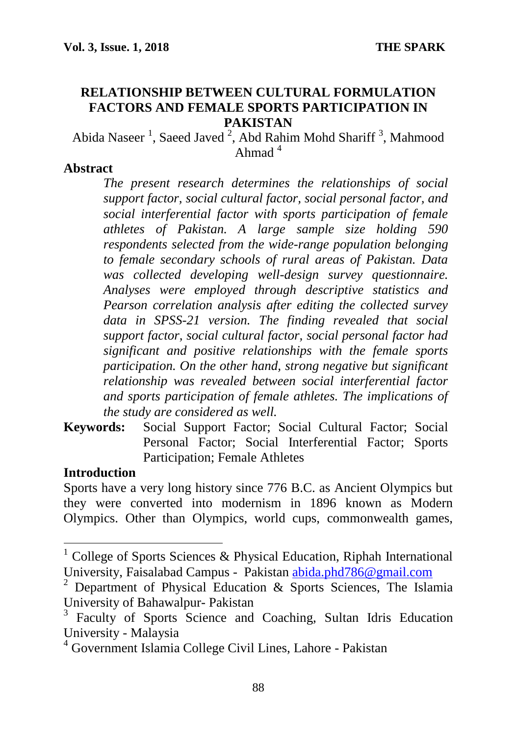# RELATIONSHIP BETWEEN CULTURAL FORMULATION FACTORS AND FEMALE SPORTS PARTICIPATION IN PAKISTAN

Abida Naseer [1], Saeed Javed [2], Abd Rahim Mohd Shariff [3], Mahmood Ahmad [4]

## Abstract

*The present research determines the relationships of social support factor, social cultural factor, social personal factor, and social interferential factor with sports participation of female athletes of Pakistan. A large sample size holding 590 respondents selected from the wide-range population belonging to female secondary schools of rural areas of Pakistan. Data was collected developing well-design survey questionnaire. Analyses were employed through descriptive statistics and Pearson correlation analysis after editing the collected survey data in SPSS-21 version. The finding revealed that social support factor, social cultural factor, social personal factor had significant and positive relationships with the female sports participation. On the other hand, strong negative but significant relationship was revealed between social interferential factor and sports participation of female athletes. The implications of the study are considered as well.*

**Keywords:** Social Support Factor; Social Cultural Factor; Social Personal Factor; Social Interferential Factor; Sports Participation; Female Athletes

## Introduction

Sports have a very long history since 776 B.C. as Ancient Olympics but they were converted into modernism in 1896 known as Modern Olympics. Other than Olympics, world cups, commonwealth games,

---

[1] College of Sports Sciences & Physical Education, Riphah International University, Faisalabad Campus - Pakistan abida.phd786@gmail.com

[2] Department of Physical Education & Sports Sciences, The Islamia University of Bahawalpur- Pakistan

[3] Faculty of Sports Science and Coaching, Sultan Idris Education University - Malaysia

[4] Government Islamia College Civil Lines, Lahore - Pakistan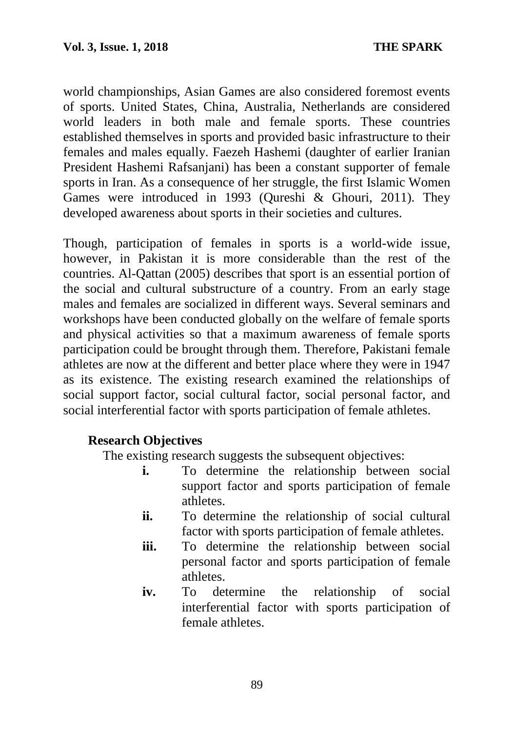world championships, Asian Games are also considered foremost events of sports. United States, China, Australia, Netherlands are considered world leaders in both male and female sports. These countries established themselves in sports and provided basic infrastructure to their females and males equally. Faezeh Hashemi (daughter of earlier Iranian President Hashemi Rafsanjani) has been a constant supporter of female sports in Iran. As a consequence of her struggle, the first Islamic Women Games were introduced in 1993 (Qureshi & Ghouri, 2011). They developed awareness about sports in their societies and cultures.

Though, participation of females in sports is a world-wide issue, however, in Pakistan it is more considerable than the rest of the countries. Al-Qattan (2005) describes that sport is an essential portion of the social and cultural substructure of a country. From an early stage males and females are socialized in different ways. Several seminars and workshops have been conducted globally on the welfare of female sports and physical activities so that a maximum awareness of female sports participation could be brought through them. Therefore, Pakistani female athletes are now at the different and better place where they were in 1947 as its existence. The existing research examined the relationships of social support factor, social cultural factor, social personal factor, and social interferential factor with sports participation of female athletes.

### Research Objectives

The existing research suggests the subsequent objectives:

- **i.** To determine the relationship between social support factor and sports participation of female athletes.
- **ii.** To determine the relationship of social cultural factor with sports participation of female athletes.
- **iii.** To determine the relationship between social personal factor and sports participation of female athletes.
- **iv.** To determine the relationship of social interferential factor with sports participation of female athletes.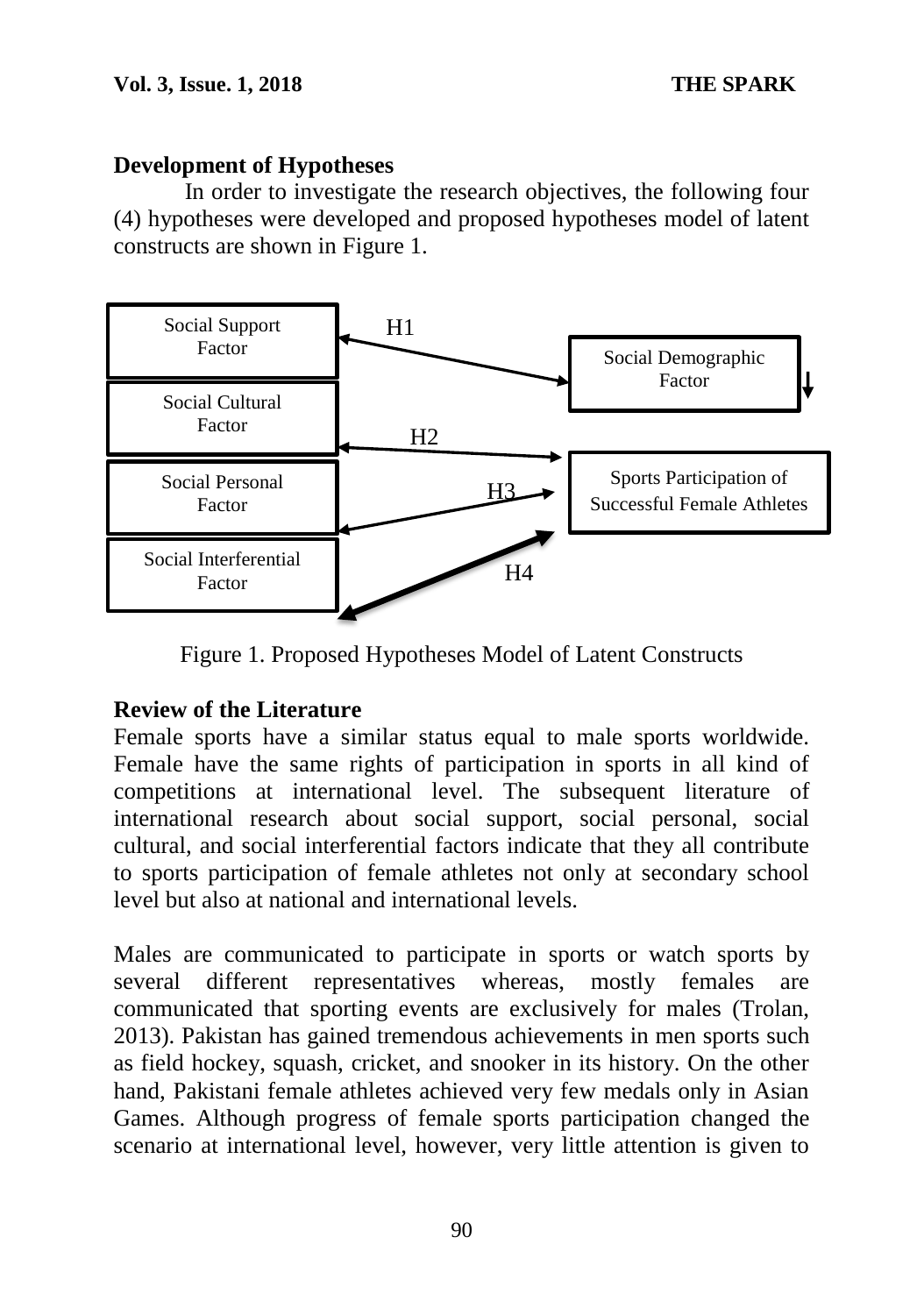**Development of Hypotheses**

In order to investigate the research objectives, the following four (4) hypotheses were developed and proposed hypotheses model of latent constructs are shown in Figure 1.

Social Support Factor

Social Cultural Factor

Social Personal Factor

Social Interferential Factor

H1

H2

H3

H4

Social Demographic Factor

Sports Participation of Successful Female Athletes

Figure 1. Proposed Hypotheses Model of Latent Constructs

**Review of the Literature**

Female sports have a similar status equal to male sports worldwide. Female have the same rights of participation in sports in all kind of competitions at international level. The subsequent literature of international research about social support, social personal, social cultural, and social interferential factors indicate that they all contribute to sports participation of female athletes not only at secondary school level but also at national and international levels.

Males are communicated to participate in sports or watch sports by several different representatives whereas, mostly females are communicated that sporting events are exclusively for males (Trolan, 2013). Pakistan has gained tremendous achievements in men sports such as field hockey, squash, cricket, and snooker in its history. On the other hand, Pakistani female athletes achieved very few medals only in Asian Games. Although progress of female sports participation changed the scenario at international level, however, very little attention is given to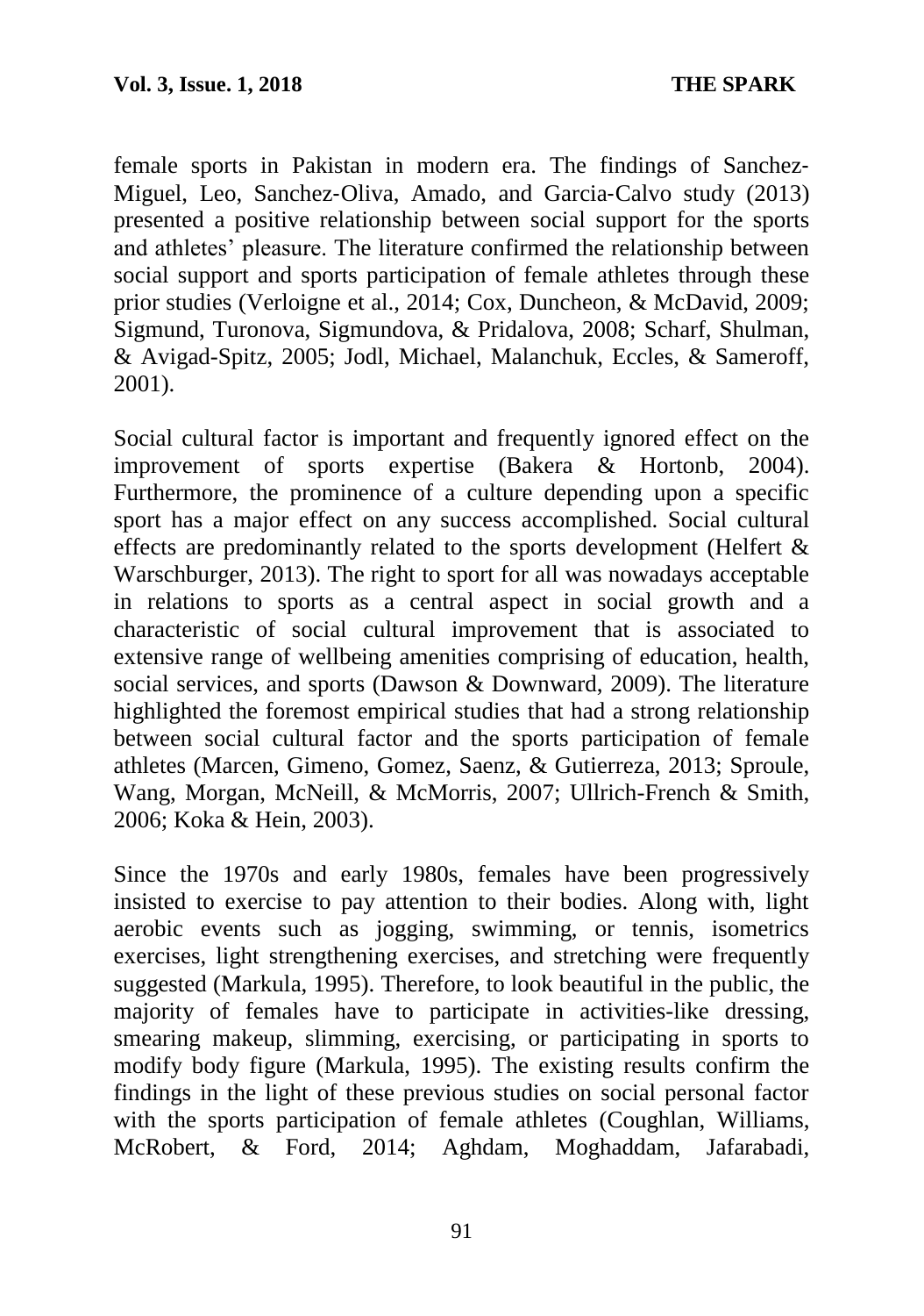female sports in Pakistan in modern era. The findings of Sanchez-Miguel, Leo, Sanchez-Oliva, Amado, and Garcia-Calvo study (2013) presented a positive relationship between social support for the sports and athletes' pleasure. The literature confirmed the relationship between social support and sports participation of female athletes through these prior studies (Verloigne et al., 2014; Cox, Duncheon, & McDavid, 2009; Sigmund, Turonova, Sigmundova, & Pridalova, 2008; Scharf, Shulman, & Avigad-Spitz, 2005; Jodl, Michael, Malanchuk, Eccles, & Sameroff, 2001).

Social cultural factor is important and frequently ignored effect on the improvement of sports expertise (Bakera & Hortonb, 2004). Furthermore, the prominence of a culture depending upon a specific sport has a major effect on any success accomplished. Social cultural effects are predominantly related to the sports development (Helfert & Warschburger, 2013). The right to sport for all was nowadays acceptable in relations to sports as a central aspect in social growth and a characteristic of social cultural improvement that is associated to extensive range of wellbeing amenities comprising of education, health, social services, and sports (Dawson & Downward, 2009). The literature highlighted the foremost empirical studies that had a strong relationship between social cultural factor and the sports participation of female athletes (Marcen, Gimeno, Gomez, Saenz, & Gutierreza, 2013; Sproule, Wang, Morgan, McNeill, & McMorris, 2007; Ullrich-French & Smith, 2006; Koka & Hein, 2003).

Since the 1970s and early 1980s, females have been progressively insisted to exercise to pay attention to their bodies. Along with, light aerobic events such as jogging, swimming, or tennis, isometrics exercises, light strengthening exercises, and stretching were frequently suggested (Markula, 1995). Therefore, to look beautiful in the public, the majority of females have to participate in activities-like dressing, smearing makeup, slimming, exercising, or participating in sports to modify body figure (Markula, 1995). The existing results confirm the findings in the light of these previous studies on social personal factor with the sports participation of female athletes (Coughlan, Williams, McRobert, & Ford, 2014; Aghdam, Moghaddam, Jafarabadi,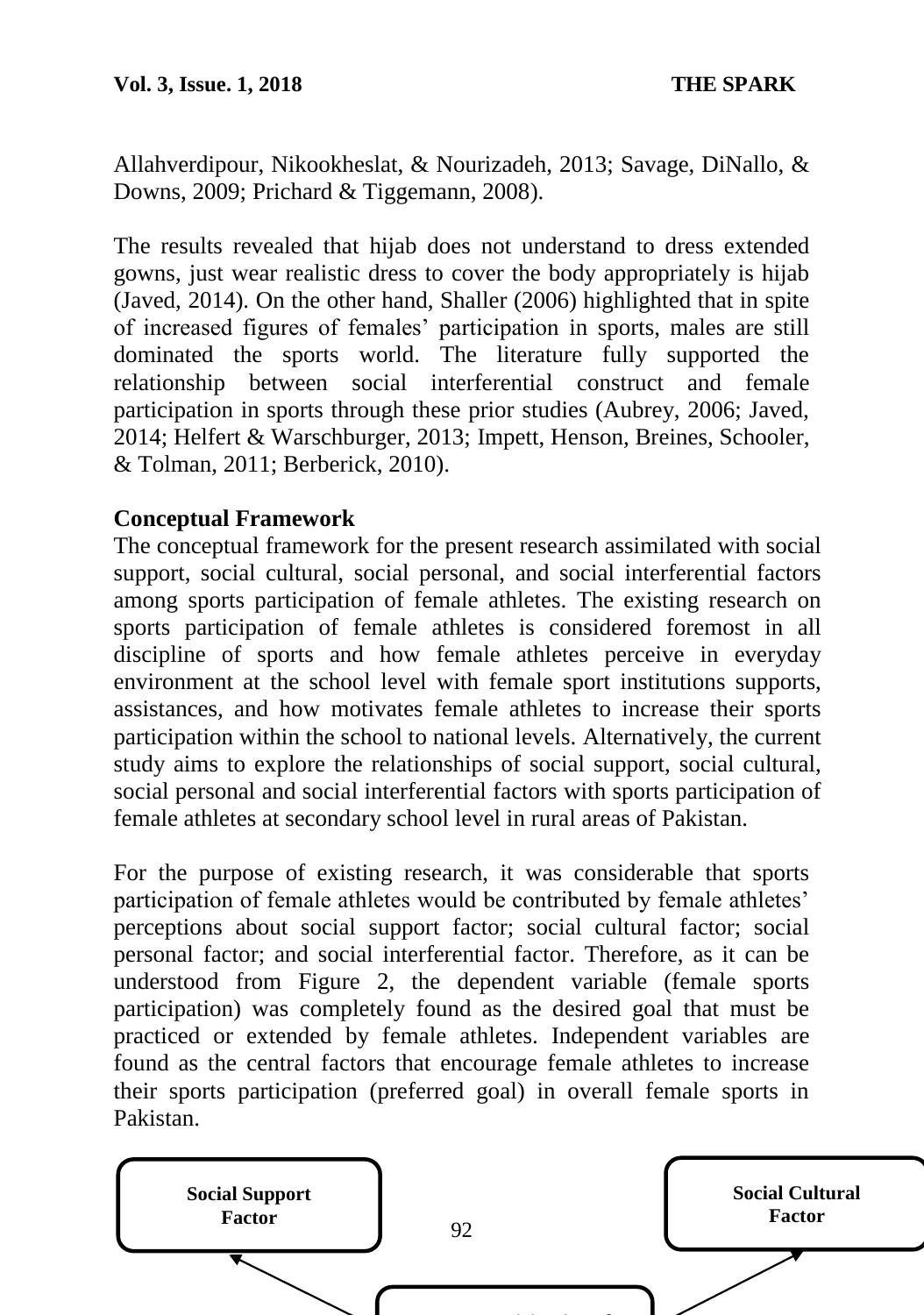Allahverdipour, Nikookheslat, & Nourizadeh, 2013; Savage, DiNallo, & Downs, 2009; Prichard & Tiggemann, 2008).

The results revealed that hijab does not understand to dress extended gowns, just wear realistic dress to cover the body appropriately is hijab (Javed, 2014). On the other hand, Shaller (2006) highlighted that in spite of increased figures of females' participation in sports, males are still dominated the sports world. The literature fully supported the relationship between social interferential construct and female participation in sports through these prior studies (Aubrey, 2006; Javed, 2014; Helfert & Warschburger, 2013; Impett, Henson, Breines, Schooler, & Tolman, 2011; Berberick, 2010).

**Conceptual Framework**

The conceptual framework for the present research assimilated with social support, social cultural, social personal, and social interferential factors among sports participation of female athletes. The existing research on sports participation of female athletes is considered foremost in all discipline of sports and how female athletes perceive in everyday environment at the school level with female sport institutions supports, assistances, and how motivates female athletes to increase their sports participation within the school to national levels. Alternatively, the current study aims to explore the relationships of social support, social cultural, social personal and social interferential factors with sports participation of female athletes at secondary school level in rural areas of Pakistan.

For the purpose of existing research, it was considerable that sports participation of female athletes would be contributed by female athletes' perceptions about social support factor; social cultural factor; social personal factor; and social interferential factor. Therefore, as it can be understood from Figure 2, the dependent variable (female sports participation) was completely found as the desired goal that must be practiced or extended by female athletes. Independent variables are found as the central factors that encourage female athletes to increase their sports participation (preferred goal) in overall female sports in Pakistan.

**Social Support Factor**

**Social Cultural Factor**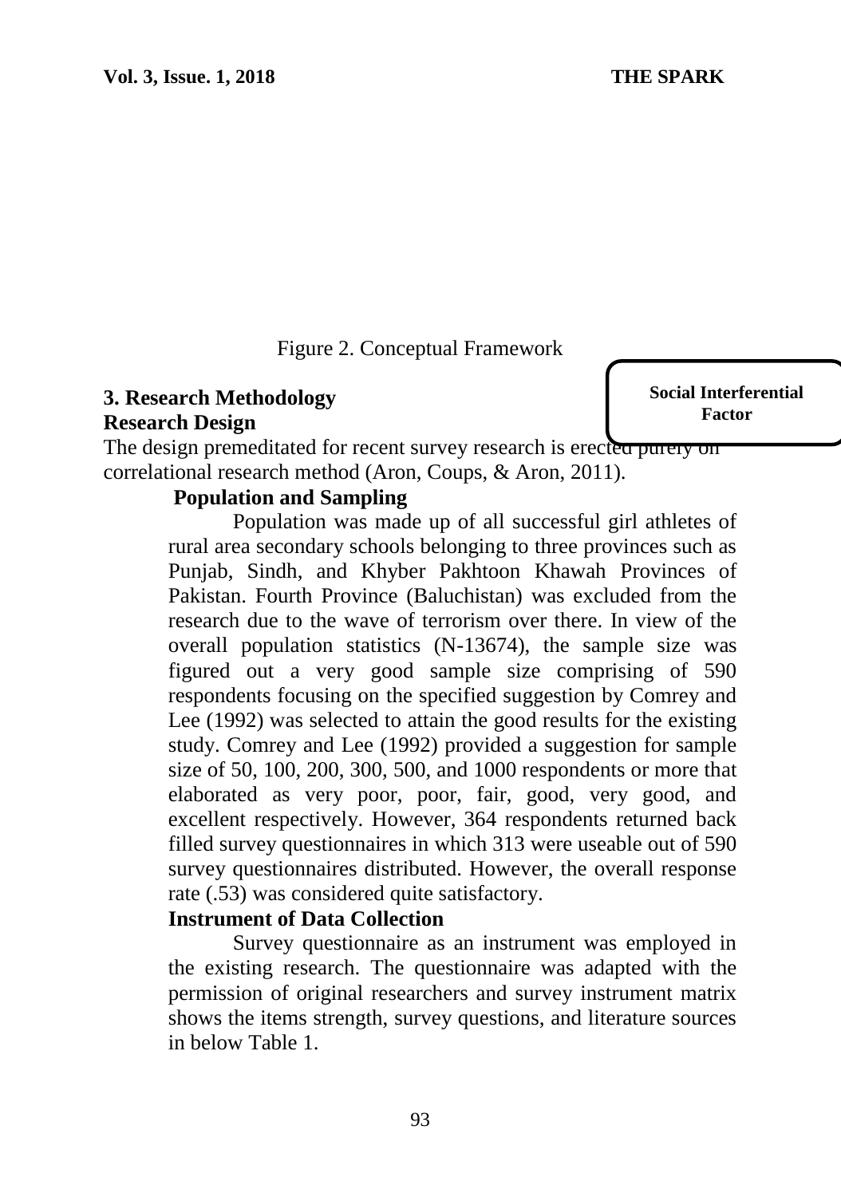Figure 2. Conceptual Framework

Social Interferential Factor

## 3. Research Methodology

### Research Design

The design premeditated for recent survey research is erected purely on correlational research method (Aron, Coups, & Aron, 2011).

### Population and Sampling

Population was made up of all successful girl athletes of rural area secondary schools belonging to three provinces such as Punjab, Sindh, and Khyber Pakhtoon Khawah Provinces of Pakistan. Fourth Province (Baluchistan) was excluded from the research due to the wave of terrorism over there. In view of the overall population statistics (N-13674), the sample size was figured out a very good sample size comprising of 590 respondents focusing on the specified suggestion by Comrey and Lee (1992) was selected to attain the good results for the existing study. Comrey and Lee (1992) provided a suggestion for sample size of 50, 100, 200, 300, 500, and 1000 respondents or more that elaborated as very poor, poor, fair, good, very good, and excellent respectively. However, 364 respondents returned back filled survey questionnaires in which 313 were useable out of 590 survey questionnaires distributed. However, the overall response rate (.53) was considered quite satisfactory.

### Instrument of Data Collection

Survey questionnaire as an instrument was employed in the existing research. The questionnaire was adapted with the permission of original researchers and survey instrument matrix shows the items strength, survey questions, and literature sources in below Table 1.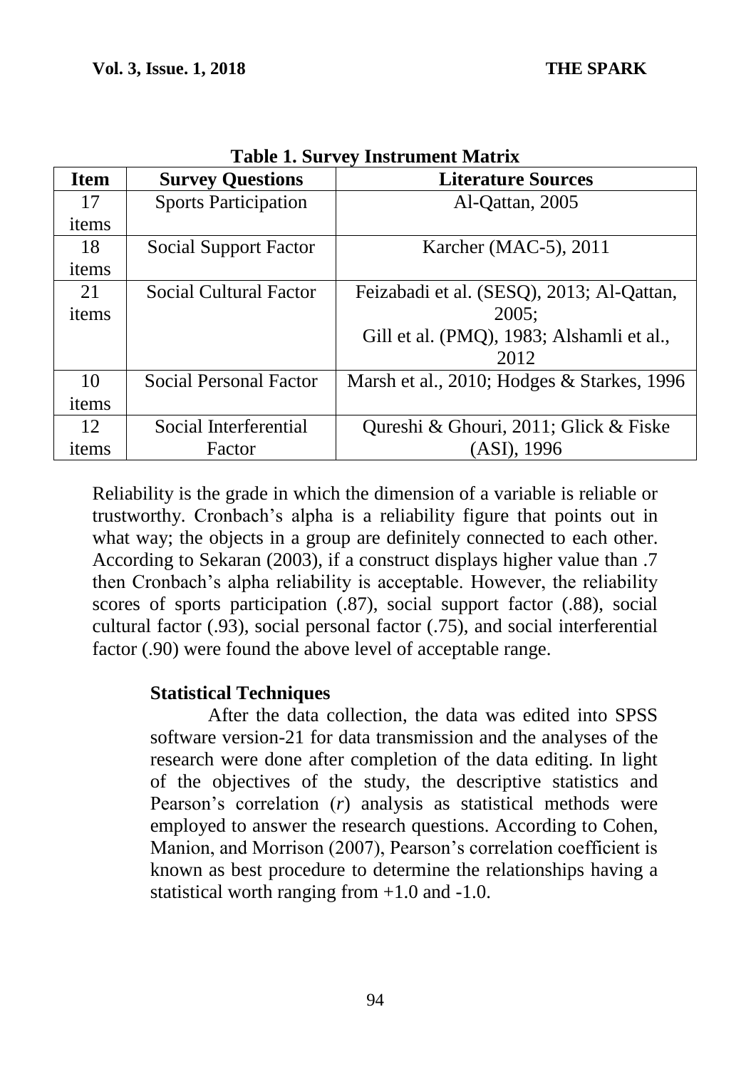**Table 1. Survey Instrument Matrix**

| Item | Survey Questions | Literature Sources |
|---|---|---|
| 17 items | Sports Participation | Al-Qattan, 2005 |
| 18 items | Social Support Factor | Karcher (MAC-5), 2011 |
| 21 items | Social Cultural Factor | Feizabadi et al. (SESQ), 2013; Al-Qattan, 2005; Gill et al. (PMQ), 1983; Alshamli et al., 2012 |
| 10 items | Social Personal Factor | Marsh et al., 2010; Hodges & Starkes, 1996 |
| 12 items | Social Interferential Factor | Qureshi & Ghouri, 2011; Glick & Fiske (ASI), 1996 |

Reliability is the grade in which the dimension of a variable is reliable or trustworthy. Cronbach's alpha is a reliability figure that points out in what way; the objects in a group are definitely connected to each other. According to Sekaran (2003), if a construct displays higher value than .7 then Cronbach's alpha reliability is acceptable. However, the reliability scores of sports participation (.87), social support factor (.88), social cultural factor (.93), social personal factor (.75), and social interferential factor (.90) were found the above level of acceptable range.

**Statistical Techniques**

After the data collection, the data was edited into SPSS software version-21 for data transmission and the analyses of the research were done after completion of the data editing. In light of the objectives of the study, the descriptive statistics and Pearson's correlation (*r*) analysis as statistical methods were employed to answer the research questions. According to Cohen, Manion, and Morrison (2007), Pearson's correlation coefficient is known as best procedure to determine the relationships having a statistical worth ranging from +1.0 and -1.0.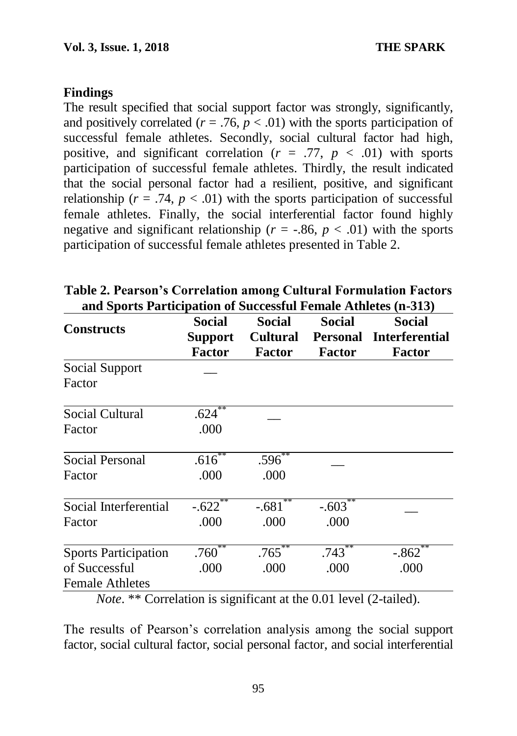## Findings

The result specified that social support factor was strongly, significantly, and positively correlated ($r = .76$, $p < .01$) with the sports participation of successful female athletes. Secondly, social cultural factor had high, positive, and significant correlation ($r = .77$, $p < .01$) with sports participation of successful female athletes. Thirdly, the result indicated that the social personal factor had a resilient, positive, and significant relationship ($r = .74$, $p < .01$) with the sports participation of successful female athletes. Finally, the social interferential factor found highly negative and significant relationship ($r = -.86$, $p < .01$) with the sports participation of successful female athletes presented in Table 2.

**Table 2. Pearson's Correlation among Cultural Formulation Factors and Sports Participation of Successful Female Athletes (n-313)**

| Constructs | Social Support Factor | Social Cultural Factor | Social Personal Factor | Social Interferential Factor |
|---|---|---|---|---|
| Social Support Factor | __ | | | |
| Social Cultural Factor | .624** <br> .000 | __ | | |
| Social Personal Factor | .616** <br> .000 | .596** <br> .000 | __ | |
| Social Interferential Factor | -.622** <br> .000 | -.681** <br> .000 | -.603** <br> .000 | __ |
| Sports Participation of Successful Female Athletes | .760** <br> .000 | .765** <br> .000 | .743** <br> .000 | -.862** <br> .000 |

*Note*. ** Correlation is significant at the 0.01 level (2-tailed).

The results of Pearson's correlation analysis among the social support factor, social cultural factor, social personal factor, and social interferential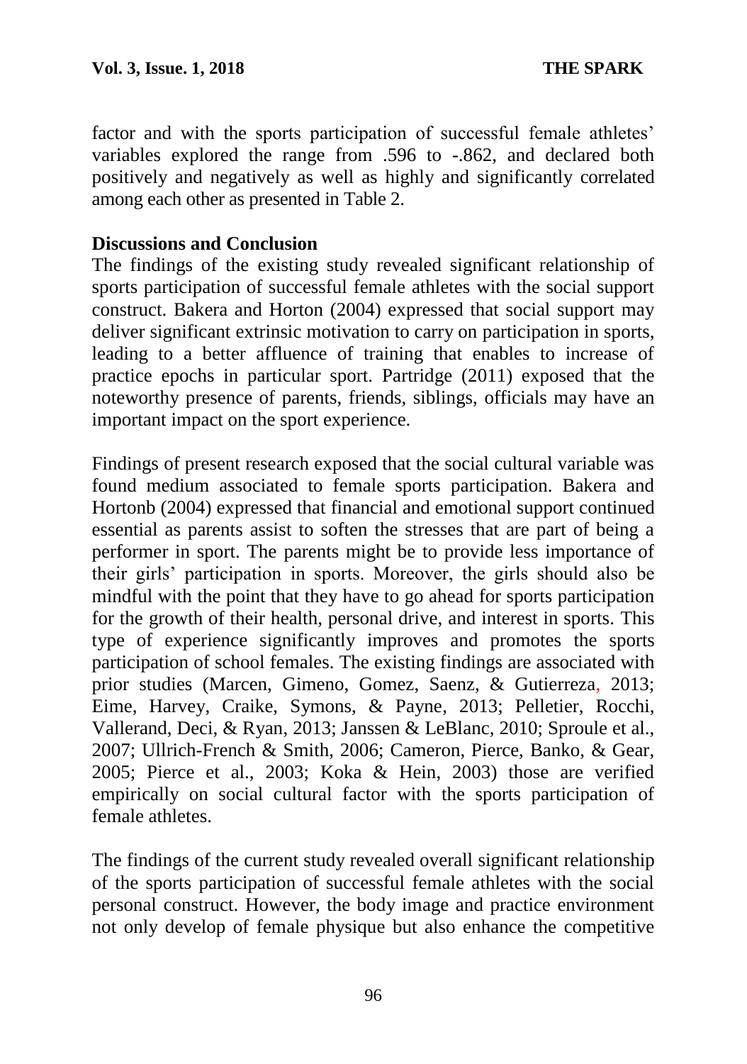factor and with the sports participation of successful female athletes' variables explored the range from .596 to -.862, and declared both positively and negatively as well as highly and significantly correlated among each other as presented in Table 2.

**Discussions and Conclusion**

The findings of the existing study revealed significant relationship of sports participation of successful female athletes with the social support construct. Bakera and Horton (2004) expressed that social support may deliver significant extrinsic motivation to carry on participation in sports, leading to a better affluence of training that enables to increase of practice epochs in particular sport. Partridge (2011) exposed that the noteworthy presence of parents, friends, siblings, officials may have an important impact on the sport experience.

Findings of present research exposed that the social cultural variable was found medium associated to female sports participation. Bakera and Hortonb (2004) expressed that financial and emotional support continued essential as parents assist to soften the stresses that are part of being a performer in sport. The parents might be to provide less importance of their girls' participation in sports. Moreover, the girls should also be mindful with the point that they have to go ahead for sports participation for the growth of their health, personal drive, and interest in sports. This type of experience significantly improves and promotes the sports participation of school females. The existing findings are associated with prior studies (Marcen, Gimeno, Gomez, Saenz, & Gutierreza, 2013; Eime, Harvey, Craike, Symons, & Payne, 2013; Pelletier, Rocchi, Vallerand, Deci, & Ryan, 2013; Janssen & LeBlanc, 2010; Sproule et al., 2007; Ullrich-French & Smith, 2006; Cameron, Pierce, Banko, & Gear, 2005; Pierce et al., 2003; Koka & Hein, 2003) those are verified empirically on social cultural factor with the sports participation of female athletes.

The findings of the current study revealed overall significant relationship of the sports participation of successful female athletes with the social personal construct. However, the body image and practice environment not only develop of female physique but also enhance the competitive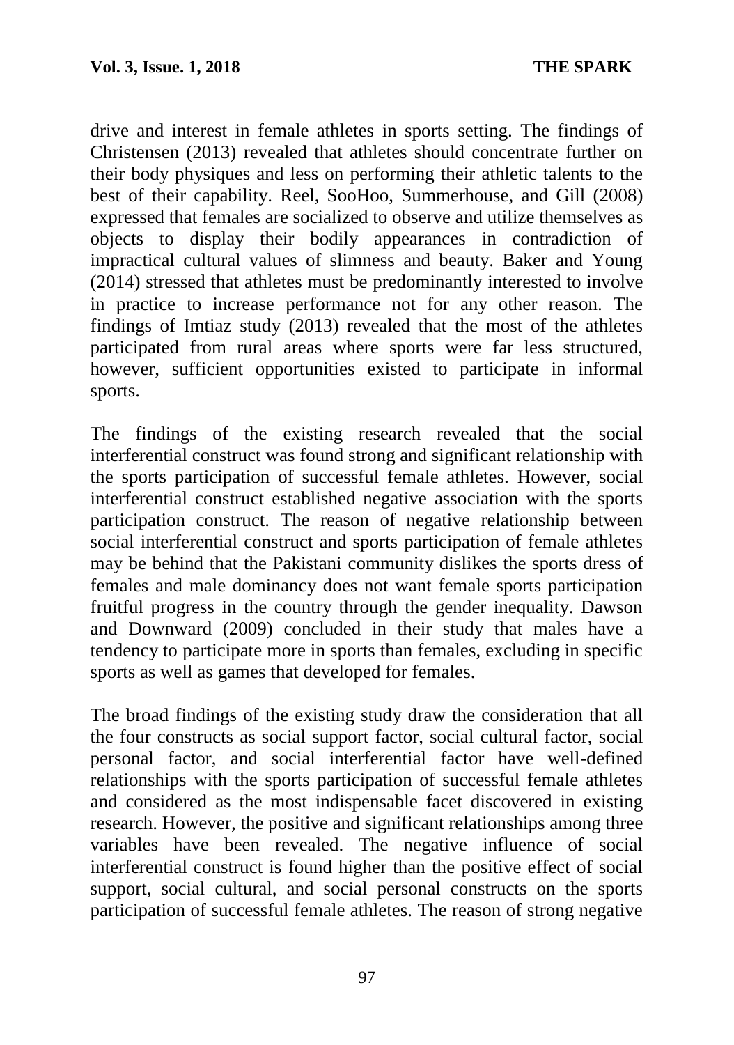drive and interest in female athletes in sports setting. The findings of Christensen (2013) revealed that athletes should concentrate further on their body physiques and less on performing their athletic talents to the best of their capability. Reel, SooHoo, Summerhouse, and Gill (2008) expressed that females are socialized to observe and utilize themselves as objects to display their bodily appearances in contradiction of impractical cultural values of slimness and beauty. Baker and Young (2014) stressed that athletes must be predominantly interested to involve in practice to increase performance not for any other reason. The findings of Imtiaz study (2013) revealed that the most of the athletes participated from rural areas where sports were far less structured, however, sufficient opportunities existed to participate in informal sports.

The findings of the existing research revealed that the social interferential construct was found strong and significant relationship with the sports participation of successful female athletes. However, social interferential construct established negative association with the sports participation construct. The reason of negative relationship between social interferential construct and sports participation of female athletes may be behind that the Pakistani community dislikes the sports dress of females and male dominancy does not want female sports participation fruitful progress in the country through the gender inequality. Dawson and Downward (2009) concluded in their study that males have a tendency to participate more in sports than females, excluding in specific sports as well as games that developed for females.

The broad findings of the existing study draw the consideration that all the four constructs as social support factor, social cultural factor, social personal factor, and social interferential factor have well-defined relationships with the sports participation of successful female athletes and considered as the most indispensable facet discovered in existing research. However, the positive and significant relationships among three variables have been revealed. The negative influence of social interferential construct is found higher than the positive effect of social support, social cultural, and social personal constructs on the sports participation of successful female athletes. The reason of strong negative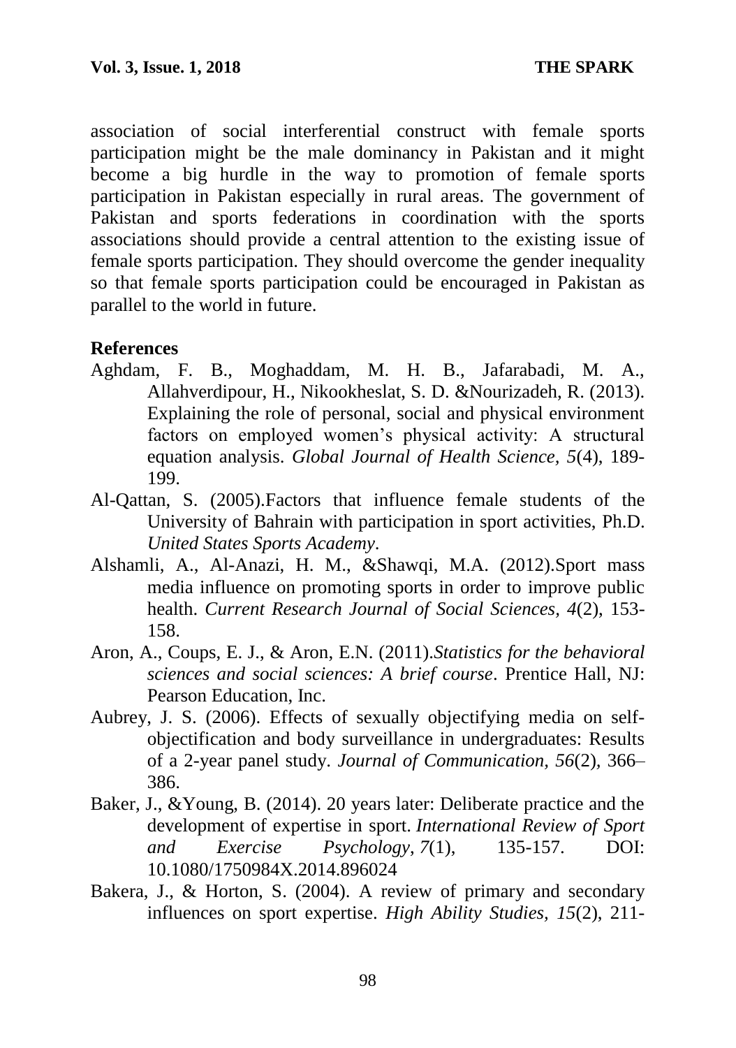association of social interferential construct with female sports participation might be the male dominancy in Pakistan and it might become a big hurdle in the way to promotion of female sports participation in Pakistan especially in rural areas. The government of Pakistan and sports federations in coordination with the sports associations should provide a central attention to the existing issue of female sports participation. They should overcome the gender inequality so that female sports participation could be encouraged in Pakistan as parallel to the world in future.

## References

Aghdam, F. B., Moghaddam, M. H. B., Jafarabadi, M. A., Allahverdipour, H., Nikookheslat, S. D. &Nourizadeh, R. (2013). Explaining the role of personal, social and physical environment factors on employed women's physical activity: A structural equation analysis. *Global Journal of Health Science, 5*(4), 189-199.

Al-Qattan, S. (2005).Factors that influence female students of the University of Bahrain with participation in sport activities, Ph.D. *United States Sports Academy*.

Alshamli, A., Al-Anazi, H. M., &Shawqi, M.A. (2012).Sport mass media influence on promoting sports in order to improve public health. *Current Research Journal of Social Sciences, 4*(2), 153-158.

Aron, A., Coups, E. J., & Aron, E.N. (2011).*Statistics for the behavioral sciences and social sciences: A brief course*. Prentice Hall, NJ: Pearson Education, Inc.

Aubrey, J. S. (2006). Effects of sexually objectifying media on self-objectification and body surveillance in undergraduates: Results of a 2-year panel study. *Journal of Communication, 56*(2), 366–386.

Baker, J., &Young, B. (2014). 20 years later: Deliberate practice and the development of expertise in sport. *International Review of Sport and Exercise Psychology, 7*(1), 135-157. DOI: 10.1080/1750984X.2014.896024

Bakera, J., & Horton, S. (2004). A review of primary and secondary influences on sport expertise. *High Ability Studies, 15*(2), 211-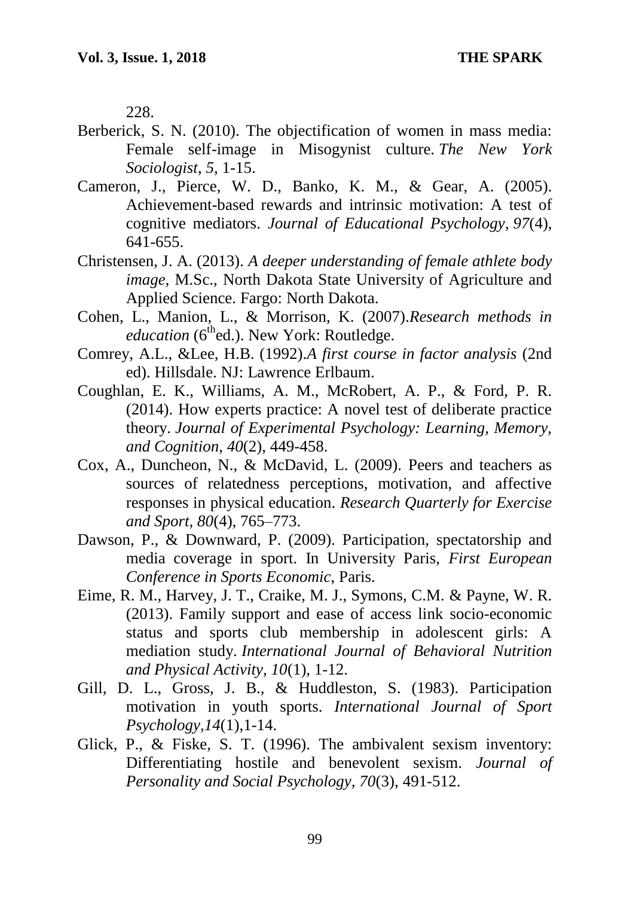228.

Berberick, S. N. (2010). The objectification of women in mass media: Female self-image in Misogynist culture. *The New York Sociologist*, *5*, 1-15.

Cameron, J., Pierce, W. D., Banko, K. M., & Gear, A. (2005). Achievement-based rewards and intrinsic motivation: A test of cognitive mediators. *Journal of Educational Psychology, 97*(4), 641-655.

Christensen, J. A. (2013). *A deeper understanding of female athlete body image*, M.Sc., North Dakota State University of Agriculture and Applied Science. Fargo: North Dakota.

Cohen, L., Manion, L., & Morrison, K. (2007).*Research methods in education* (6thed.). New York: Routledge.

Comrey, A.L., &Lee, H.B. (1992).*A first course in factor analysis* (2nd ed). Hillsdale. NJ: Lawrence Erlbaum.

Coughlan, E. K., Williams, A. M., McRobert, A. P., & Ford, P. R. (2014). How experts practice: A novel test of deliberate practice theory. *Journal of Experimental Psychology: Learning, Memory, and Cognition*, *40*(2), 449-458.

Cox, A., Duncheon, N., & McDavid, L. (2009). Peers and teachers as sources of relatedness perceptions, motivation, and affective responses in physical education. *Research Quarterly for Exercise and Sport*, *80*(4), 765–773.

Dawson, P., & Downward, P. (2009). Participation, spectatorship and media coverage in sport. In University Paris, *First European Conference in Sports Economic*, Paris.

Eime, R. M., Harvey, J. T., Craike, M. J., Symons, C.M. & Payne, W. R. (2013). Family support and ease of access link socio-economic status and sports club membership in adolescent girls: A mediation study. *International Journal of Behavioral Nutrition and Physical Activity*, *10*(1), 1-12.

Gill, D. L., Gross, J. B., & Huddleston, S. (1983). Participation motivation in youth sports. *International Journal of Sport Psychology*,*14*(1),1-14.

Glick, P., & Fiske, S. T. (1996). The ambivalent sexism inventory: Differentiating hostile and benevolent sexism. *Journal of Personality and Social Psychology*, *70*(3), 491-512.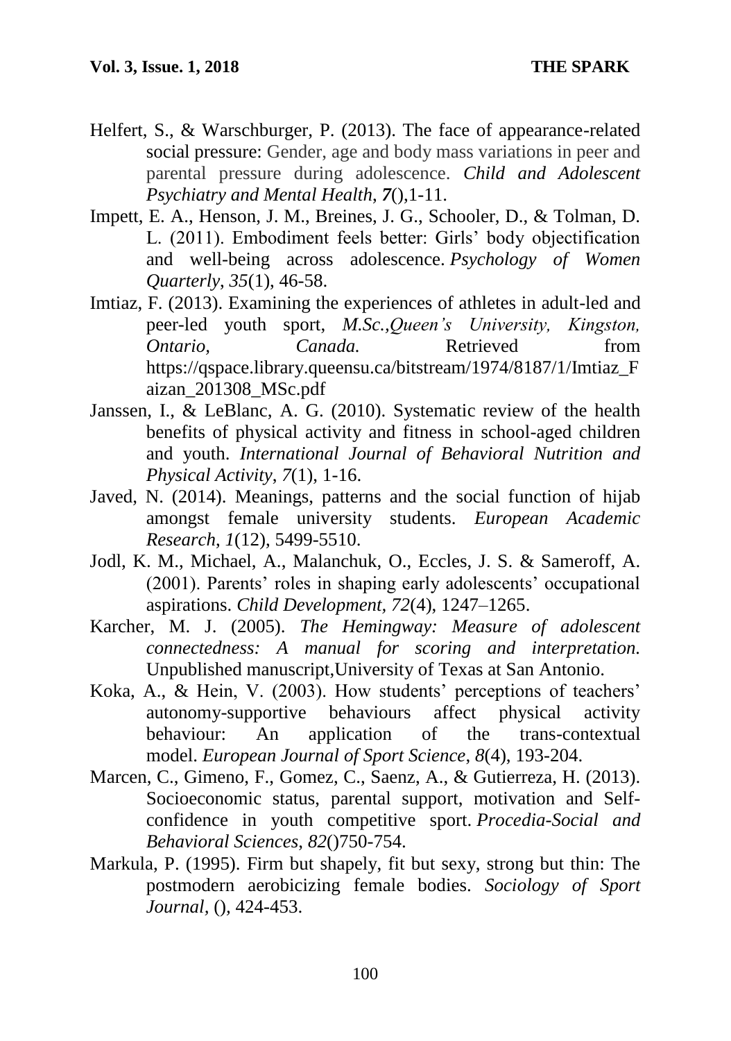Helfert, S., & Warschburger, P. (2013). The face of appearance-related social pressure: Gender, age and body mass variations in peer and parental pressure during adolescence. *Child and Adolescent Psychiatry and Mental Health*, ***7***(),1-11.

Impett, E. A., Henson, J. M., Breines, J. G., Schooler, D., & Tolman, D. L. (2011). Embodiment feels better: Girls' body objectification and well-being across adolescence. *Psychology of Women Quarterly*, *35*(1), 46-58.

Imtiaz, F. (2013). Examining the experiences of athletes in adult-led and peer-led youth sport, *M.Sc.,Queen's University, Kingston, Ontario, Canada.* Retrieved from https://qspace.library.queensu.ca/bitstream/1974/8187/1/Imtiaz_Faizan_201308_MSc.pdf

Janssen, I., & LeBlanc, A. G. (2010). Systematic review of the health benefits of physical activity and fitness in school-aged children and youth. *International Journal of Behavioral Nutrition and Physical Activity*, *7*(1), 1-16.

Javed, N. (2014). Meanings, patterns and the social function of hijab amongst female university students. *European Academic Research*, *1*(12), 5499-5510.

Jodl, K. M., Michael, A., Malanchuk, O., Eccles, J. S. & Sameroff, A. (2001). Parents' roles in shaping early adolescents' occupational aspirations. *Child Development, 72*(4), 1247–1265.

Karcher, M. J. (2005). *The Hemingway: Measure of adolescent connectedness: A manual for scoring and interpretation.* Unpublished manuscript,University of Texas at San Antonio.

Koka, A., & Hein, V. (2003). How students' perceptions of teachers' autonomy-supportive behaviours affect physical activity behaviour: An application of the trans-contextual model. *European Journal of Sport Science*, *8*(4), 193-204.

Marcen, C., Gimeno, F., Gomez, C., Saenz, A., & Gutierreza, H. (2013). Socioeconomic status, parental support, motivation and Self-confidence in youth competitive sport. *Procedia-Social and Behavioral Sciences*, *82*()750-754.

Markula, P. (1995). Firm but shapely, fit but sexy, strong but thin: The postmodern aerobicizing female bodies. *Sociology of Sport Journal*, (), 424-453.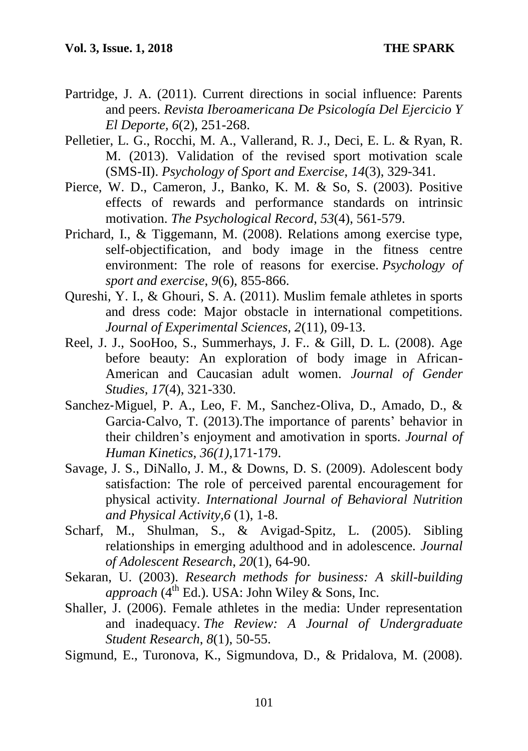Partridge, J. A. (2011). Current directions in social influence: Parents and peers. *Revista Iberoamericana De Psicología Del Ejercicio Y El Deporte, 6*(2), 251-268.

Pelletier, L. G., Rocchi, M. A., Vallerand, R. J., Deci, E. L. & Ryan, R. M. (2013). Validation of the revised sport motivation scale (SMS-II). *Psychology of Sport and Exercise, 14*(3), 329-341.

Pierce, W. D., Cameron, J., Banko, K. M. & So, S. (2003). Positive effects of rewards and performance standards on intrinsic motivation. *The Psychological Record, 53*(4), 561-579.

Prichard, I., & Tiggemann, M. (2008). Relations among exercise type, self-objectification, and body image in the fitness centre environment: The role of reasons for exercise. *Psychology of sport and exercise, 9*(6), 855-866.

Qureshi, Y. I., & Ghouri, S. A. (2011). Muslim female athletes in sports and dress code: Major obstacle in international competitions. *Journal of Experimental Sciences, 2*(11), 09-13.

Reel, J. J., SooHoo, S., Summerhays, J. F.. & Gill, D. L. (2008). Age before beauty: An exploration of body image in African-American and Caucasian adult women. *Journal of Gender Studies, 17*(4), 321-330.

Sanchez‐Miguel, P. A., Leo, F. M., Sanchez‐Oliva, D., Amado, D., & Garcia‐Calvo, T. (2013).The importance of parents' behavior in their children's enjoyment and amotivation in sports. *Journal of Human Kinetics, 36(1)*,171-179.

Savage, J. S., DiNallo, J. M., & Downs, D. S. (2009). Adolescent body satisfaction: The role of perceived parental encouragement for physical activity. *International Journal of Behavioral Nutrition and Physical Activity,6* (1), 1-8.

Scharf, M., Shulman, S., & Avigad-Spitz, L. (2005). Sibling relationships in emerging adulthood and in adolescence. *Journal of Adolescent Research, 20*(1), 64-90.

Sekaran, U. (2003). *Research methods for business: A skill-building approach* (4th Ed.). USA: John Wiley & Sons, Inc.

Shaller, J. (2006). Female athletes in the media: Under representation and inadequacy. *The Review: A Journal of Undergraduate Student Research, 8*(1), 50-55.

Sigmund, E., Turonova, K., Sigmundova, D., & Pridalova, M. (2008).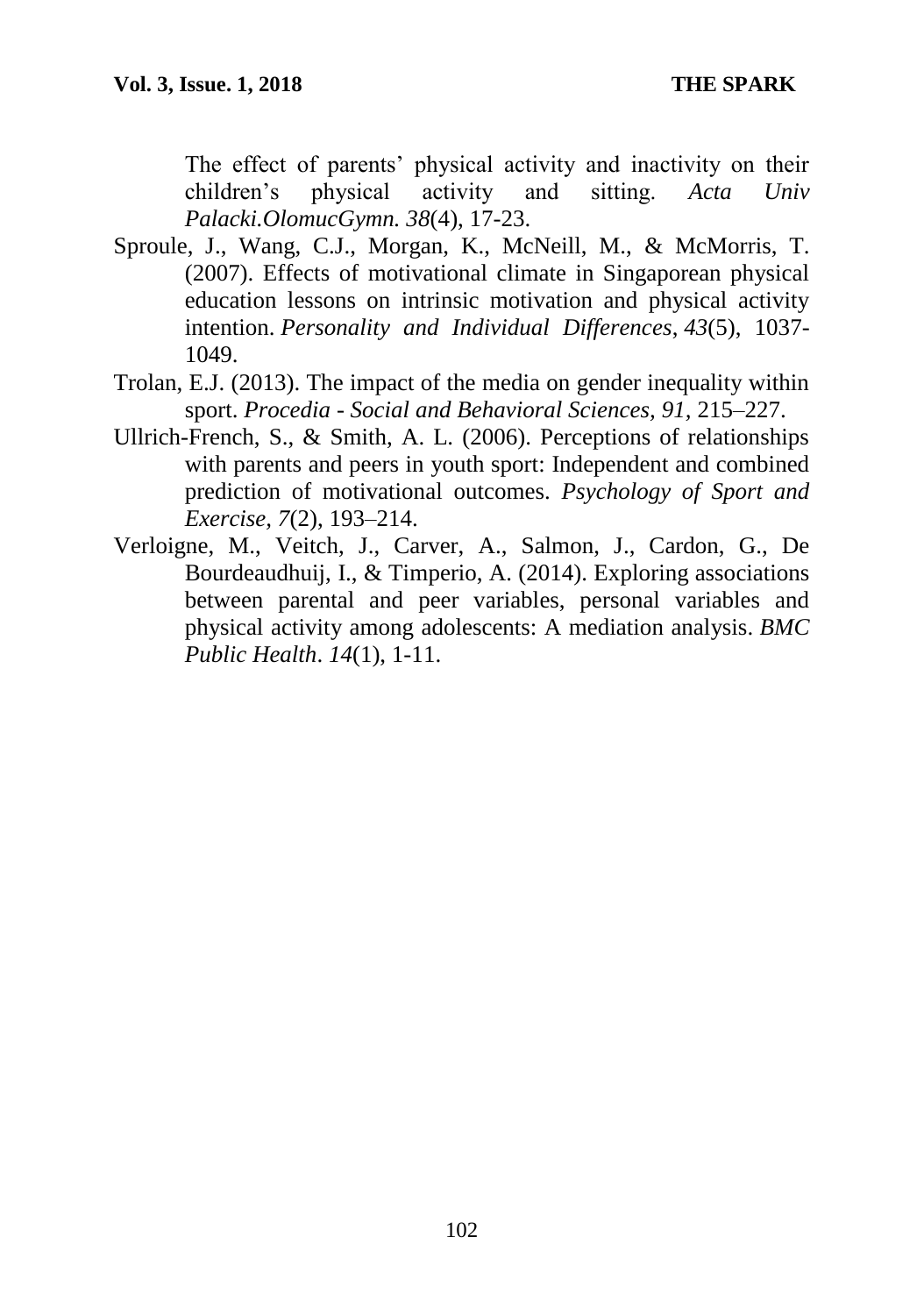The effect of parents' physical activity and inactivity on their children's physical activity and sitting. *Acta Univ Palacki.OlomucGymn. 38*(4), 17-23.

Sproule, J., Wang, C.J., Morgan, K., McNeill, M., & McMorris, T. (2007). Effects of motivational climate in Singaporean physical education lessons on intrinsic motivation and physical activity intention. *Personality and Individual Differences*, *43*(5), 1037-1049.

Trolan, E.J. (2013). The impact of the media on gender inequality within sport. *Procedia - Social and Behavioral Sciences, 91*, 215–227.

Ullrich-French, S., & Smith, A. L. (2006). Perceptions of relationships with parents and peers in youth sport: Independent and combined prediction of motivational outcomes. *Psychology of Sport and Exercise, 7*(2), 193–214.

Verloigne, M., Veitch, J., Carver, A., Salmon, J., Cardon, G., De Bourdeaudhuij, I., & Timperio, A. (2014). Exploring associations between parental and peer variables, personal variables and physical activity among adolescents: A mediation analysis. *BMC Public Health*. *14*(1), 1-11.